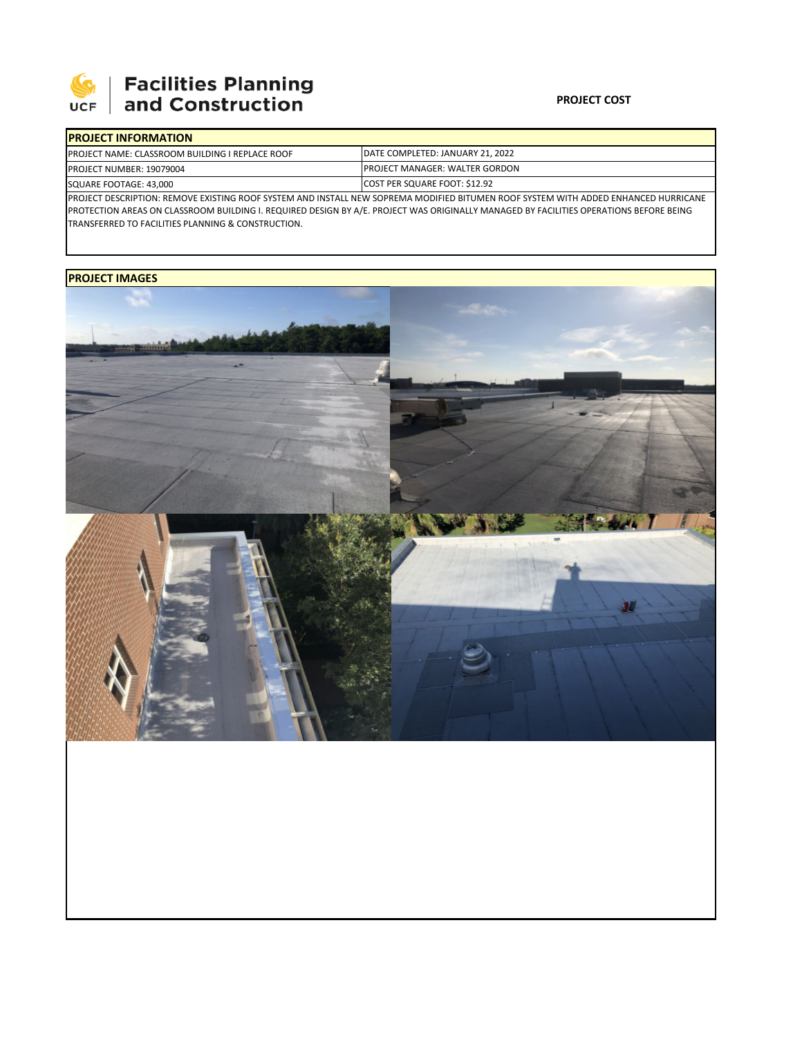# Facilities Planning and Construction

**PROJECT COST**

## PROJECT INFORMATION

| | |
|---|---|
| PROJECT NAME: CLASSROOM BUILDING I REPLACE ROOF | DATE COMPLETED: JANUARY 21, 2022 |
| PROJECT NUMBER: 19079004 | PROJECT MANAGER: WALTER GORDON |
| SQUARE FOOTAGE: 43,000 | COST PER SQUARE FOOT: $12.92 |

PROJECT DESCRIPTION: REMOVE EXISTING ROOF SYSTEM AND INSTALL NEW SOPREMA MODIFIED BITUMEN ROOF SYSTEM WITH ADDED ENHANCED HURRICANE PROTECTION AREAS ON CLASSROOM BUILDING I. REQUIRED DESIGN BY A/E. PROJECT WAS ORIGINALLY MANAGED BY FACILITIES OPERATIONS BEFORE BEING TRANSFERRED TO FACILITIES PLANNING & CONSTRUCTION.

## PROJECT IMAGES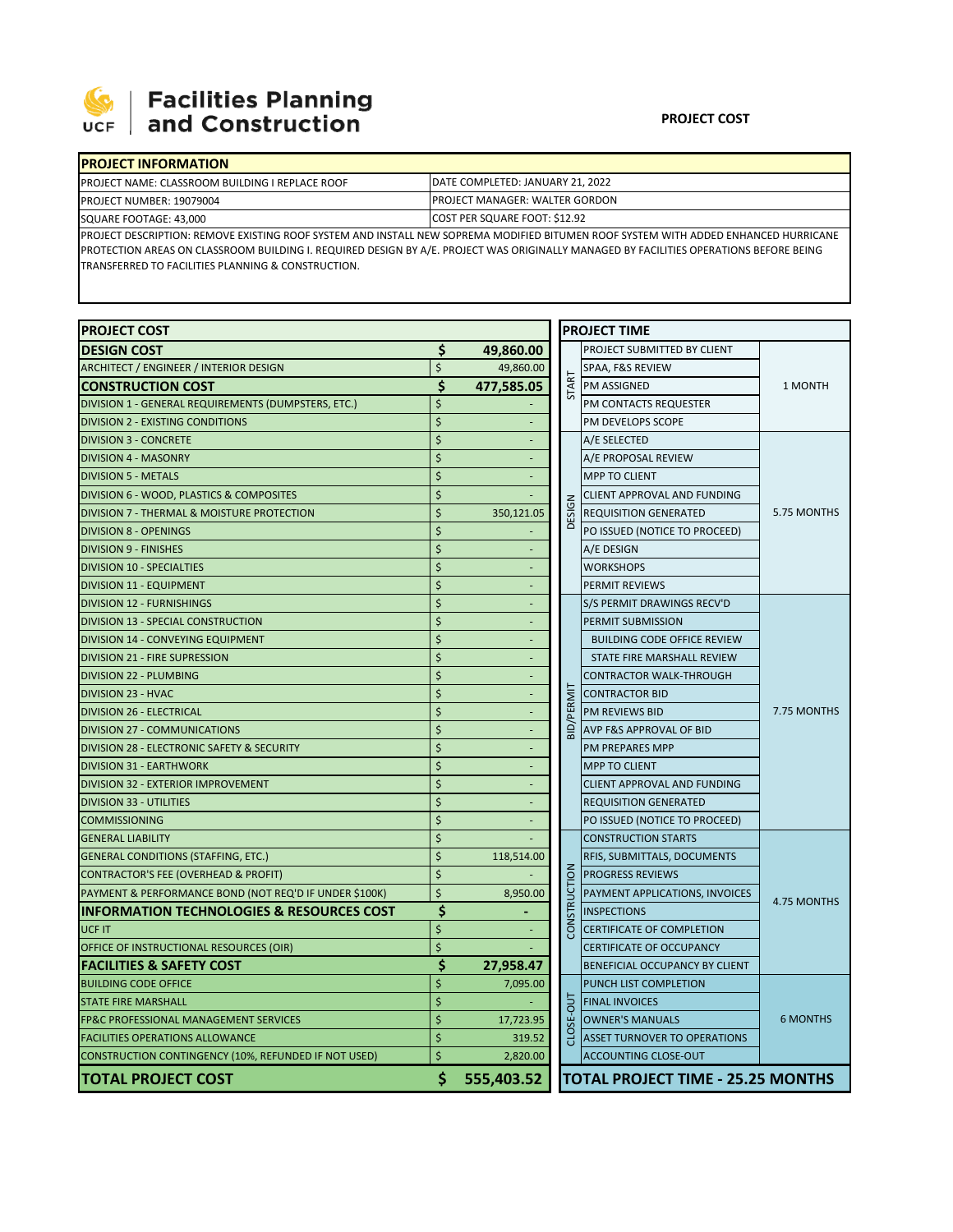# Facilities Planning and Construction

**PROJECT COST**

| PROJECT INFORMATION | |
|---|---|
| PROJECT NAME: CLASSROOM BUILDING I REPLACE ROOF | DATE COMPLETED: JANUARY 21, 2022 |
| PROJECT NUMBER: 19079004 | PROJECT MANAGER: WALTER GORDON |
| SQUARE FOOTAGE: 43,000 | COST PER SQUARE FOOT: $12.92 |

PROJECT DESCRIPTION: REMOVE EXISTING ROOF SYSTEM AND INSTALL NEW SOPREMA MODIFIED BITUMEN ROOF SYSTEM WITH ADDED ENHANCED HURRICANE PROTECTION AREAS ON CLASSROOM BUILDING I. REQUIRED DESIGN BY A/E. PROJECT WAS ORIGINALLY MANAGED BY FACILITIES OPERATIONS BEFORE BEING TRANSFERRED TO FACILITIES PLANNING & CONSTRUCTION.

| PROJECT COST | | |
|---|---|---|
| **DESIGN COST** | **$** | **49,860.00** |
| ARCHITECT / ENGINEER / INTERIOR DESIGN | $ | 49,860.00 |
| **CONSTRUCTION COST** | **$** | **477,585.05** |
| DIVISION 1 - GENERAL REQUIREMENTS (DUMPSTERS, ETC.) | $ | - |
| DIVISION 2 - EXISTING CONDITIONS | $ | - |
| DIVISION 3 - CONCRETE | $ | - |
| DIVISION 4 - MASONRY | $ | - |
| DIVISION 5 - METALS | $ | - |
| DIVISION 6 - WOOD, PLASTICS & COMPOSITES | $ | - |
| DIVISION 7 - THERMAL & MOISTURE PROTECTION | $ | 350,121.05 |
| DIVISION 8 - OPENINGS | $ | - |
| DIVISION 9 - FINISHES | $ | - |
| DIVISION 10 - SPECIALTIES | $ | - |
| DIVISION 11 - EQUIPMENT | $ | - |
| DIVISION 12 - FURNISHINGS | $ | - |
| DIVISION 13 - SPECIAL CONSTRUCTION | $ | - |
| DIVISION 14 - CONVEYING EQUIPMENT | $ | - |
| DIVISION 21 - FIRE SUPRESSION | $ | - |
| DIVISION 22 - PLUMBING | $ | - |
| DIVISION 23 - HVAC | $ | - |
| DIVISION 26 - ELECTRICAL | $ | - |
| DIVISION 27 - COMMUNICATIONS | $ | - |
| DIVISION 28 - ELECTRONIC SAFETY & SECURITY | $ | - |
| DIVISION 31 - EARTHWORK | $ | - |
| DIVISION 32 - EXTERIOR IMPROVEMENT | $ | - |
| DIVISION 33 - UTILITIES | $ | - |
| COMMISSIONING | $ | - |
| GENERAL LIABILITY | $ | - |
| GENERAL CONDITIONS (STAFFING, ETC.) | $ | 118,514.00 |
| CONTRACTOR'S FEE (OVERHEAD & PROFIT) | $ | - |
| PAYMENT & PERFORMANCE BOND (NOT REQ'D IF UNDER $100K) | $ | 8,950.00 |
| **INFORMATION TECHNOLOGIES & RESOURCES COST** | **$** | **-** |
| UCF IT | $ | - |
| OFFICE OF INSTRUCTIONAL RESOURCES (OIR) | $ | - |
| **FACILITIES & SAFETY COST** | **$** | **27,958.47** |
| BUILDING CODE OFFICE | $ | 7,095.00 |
| STATE FIRE MARSHALL | $ | - |
| FP&C PROFESSIONAL MANAGEMENT SERVICES | $ | 17,723.95 |
| FACILITIES OPERATIONS ALLOWANCE | $ | 319.52 |
| CONSTRUCTION CONTINGENCY (10%, REFUNDED IF NOT USED) | $ | 2,820.00 |
| **TOTAL PROJECT COST** | **$** | **555,403.52** |

| PROJECT TIME | | |
|---|---|---|
| START | PROJECT SUBMITTED BY CLIENT | 1 MONTH |
| | SPAA, F&S REVIEW | |
| | PM ASSIGNED | |
| | PM CONTACTS REQUESTER | |
| | PM DEVELOPS SCOPE | |
| DESIGN | A/E SELECTED | 5.75 MONTHS |
| | A/E PROPOSAL REVIEW | |
| | MPP TO CLIENT | |
| | CLIENT APPROVAL AND FUNDING | |
| | REQUISITION GENERATED | |
| | PO ISSUED (NOTICE TO PROCEED) | |
| | A/E DESIGN | |
| | WORKSHOPS | |
| | PERMIT REVIEWS | |
| BID/PERMIT | S/S PERMIT DRAWINGS RECV'D | 7.75 MONTHS |
| | PERMIT SUBMISSION | |
| | BUILDING CODE OFFICE REVIEW | |
| | STATE FIRE MARSHALL REVIEW | |
| | CONTRACTOR WALK-THROUGH | |
| | CONTRACTOR BID | |
| | PM REVIEWS BID | |
| | AVP F&S APPROVAL OF BID | |
| | PM PREPARES MPP | |
| | MPP TO CLIENT | |
| | CLIENT APPROVAL AND FUNDING | |
| | REQUISITION GENERATED | |
| | PO ISSUED (NOTICE TO PROCEED) | |
| CONSTRUCTION | CONSTRUCTION STARTS | 4.75 MONTHS |
| | RFIS, SUBMITTALS, DOCUMENTS | |
| | PROGRESS REVIEWS | |
| | PAYMENT APPLICATIONS, INVOICES | |
| | INSPECTIONS | |
| | CERTIFICATE OF COMPLETION | |
| | CERTIFICATE OF OCCUPANCY | |
| | BENEFICIAL OCCUPANCY BY CLIENT | |
| CLOSE-OUT | PUNCH LIST COMPLETION | 6 MONTHS |
| | FINAL INVOICES | |
| | OWNER'S MANUALS | |
| | ASSET TURNOVER TO OPERATIONS | |
| | ACCOUNTING CLOSE-OUT | |
| **TOTAL PROJECT TIME - 25.25 MONTHS** | | |